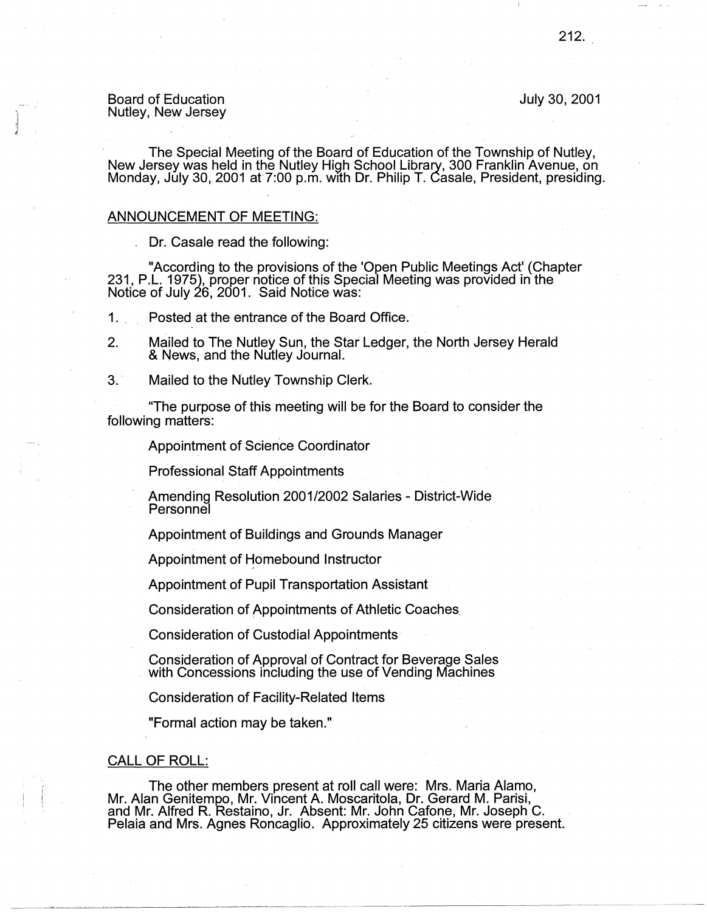Board of Education
Nutley, New Jersey

July 30, 2001

The Special Meeting of the Board of Education of the Township of Nutley, New Jersey was held in the Nutley High School Library, 300 Franklin Avenue, on Monday, July 30, 2001 at 7:00 p.m. with Dr. Philip T. Casale, President, presiding.

ANNOUNCEMENT OF MEETING:

Dr. Casale read the following:

"According to the provisions of the 'Open Public Meetings Act' (Chapter 231, P.L. 1975), proper notice of this Special Meeting was provided in the Notice of July 26, 2001. Said Notice was:

1. Posted at the entrance of the Board Office.
2. Mailed to The Nutley Sun, the Star Ledger, the North Jersey Herald & News, and the Nutley Journal.
3. Mailed to the Nutley Township Clerk.

"The purpose of this meeting will be for the Board to consider the following matters:

Appointment of Science Coordinator

Professional Staff Appointments

Amending Resolution 2001/2002 Salaries - District-Wide Personnel

Appointment of Buildings and Grounds Manager

Appointment of Homebound Instructor

Appointment of Pupil Transportation Assistant

Consideration of Appointments of Athletic Coaches

Consideration of Custodial Appointments

Consideration of Approval of Contract for Beverage Sales with Concessions including the use of Vending Machines

Consideration of Facility-Related Items

"Formal action may be taken."

CALL OF ROLL:

The other members present at roll call were: Mrs. Maria Alamo, Mr. Alan Genitempo, Mr. Vincent A. Moscaritola, Dr. Gerard M. Parisi, and Mr. Alfred R. Restaino, Jr. Absent: Mr. John Cafone, Mr. Joseph C. Pelaia and Mrs. Agnes Roncaglio. Approximately 25 citizens were present.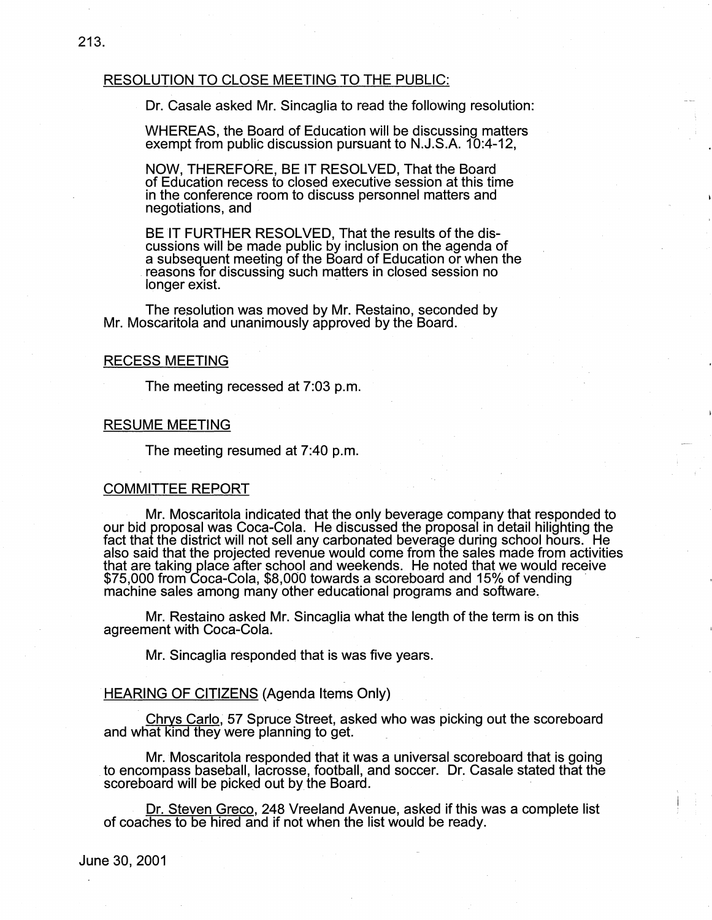## RESOLUTION TO CLOSE MEETING TO THE PUBLIC:

Dr. Casale asked Mr. Sincaglia to read the following resolution:

WHEREAS, the Board of Education will be discussing matters exempt from public discussion pursuant to N.J.S.A. 10:4-12,

NOW, THEREFORE, BE IT RESOLVED, That the Board of Education recess to closed executive session at this time in the conference room to discuss personnel matters and negotiations, and

BE IT FURTHER RESOLVED, That the results of the discussions will be made public by inclusion on the agenda of a subsequent meeting of the Board of Education or when the reasons for discussing such matters in closed session no longer exist.

The resolution was moved by Mr. Restaino, seconded by Mr. Moscaritola and unanimously approved by the Board.

## RECESS MEETING

The meeting recessed at 7:03 p.m.

## RESUME MEETING

The meeting resumed at 7:40 p.m.

## COMMITTEE REPORT

Mr. Moscaritola indicated that the only beverage company that responded to our bid proposal was Coca-Cola. He discussed the proposal in detail hilighting the fact that the district will not sell any carbonated beverage during school hours. He also said that the projected revenue would come from the sales made from activities that are taking place after school and weekends. He noted that we would receive $75,000 from Coca-Cola, $8,000 towards a scoreboard and 15% of vending machine sales among many other educational programs and software.

Mr. Restaino asked Mr. Sincaglia what the length of the term is on this agreement with Coca-Cola.

Mr. Sincaglia responded that is was five years.

## HEARING OF CITIZENS (Agenda Items Only)

Chrys Carlo, 57 Spruce Street, asked who was picking out the scoreboard and what kind they were planning to get.

Mr. Moscaritola responded that it was a universal scoreboard that is going to encompass baseball, lacrosse, football, and soccer. Dr. Casale stated that the scoreboard will be picked out by the Board.

Dr. Steven Greco, 248 Vreeland Avenue, asked if this was a complete list of coaches to be hired and if not when the list would be ready.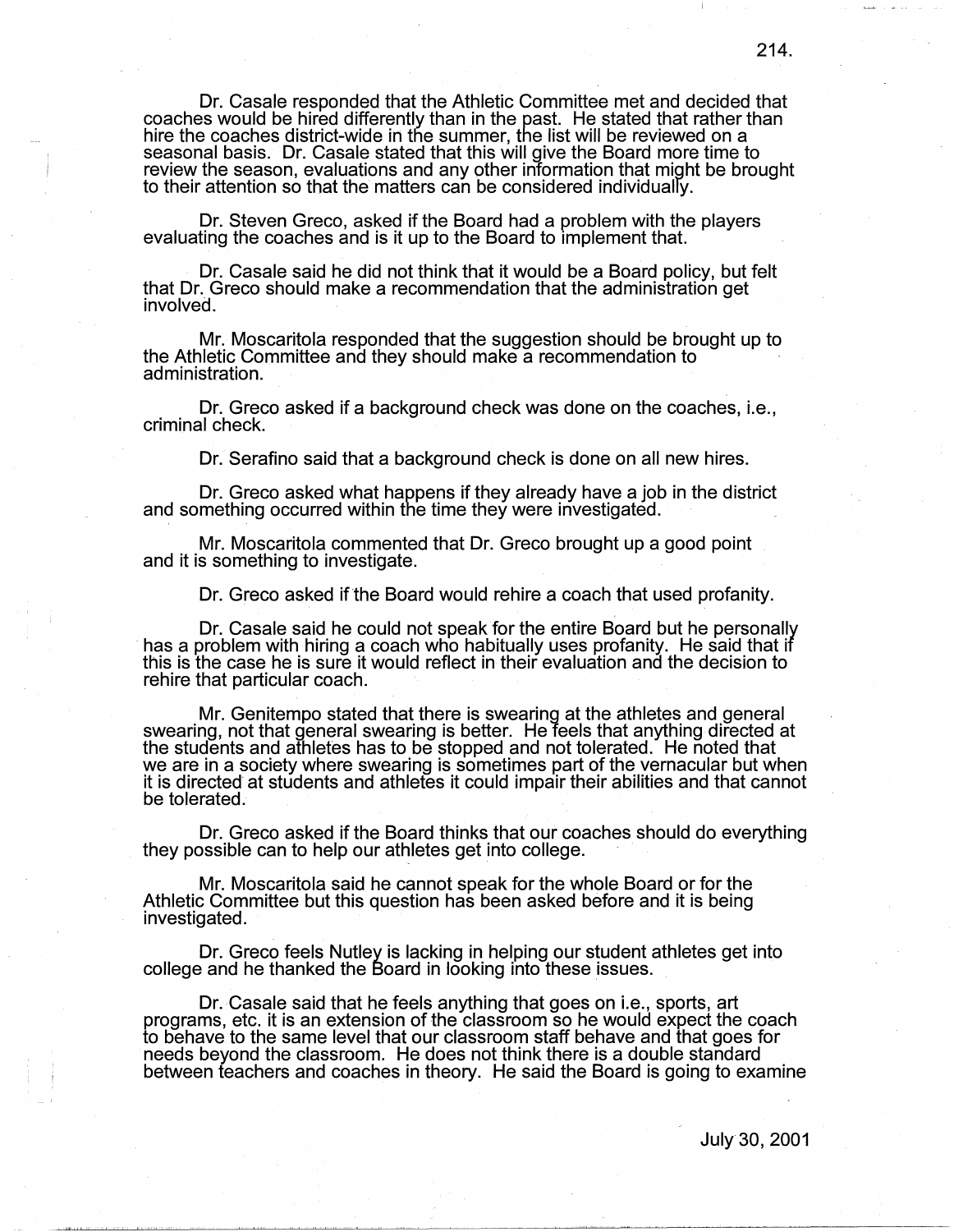Dr. Casale responded that the Athletic Committee met and decided that coaches would be hired differently than in the past. He stated that rather than hire the coaches district-wide in the summer, the list will be reviewed on a seasonal basis. Dr. Casale stated that this will give the Board more time to review the season, evaluations and any other information that might be brought to their attention so that the matters can be considered individually.

Dr. Steven Greco, asked if the Board had a problem with the players evaluating the coaches and is it up to the Board to implement that.

Dr. Casale said he did not think that it would be a Board policy, but felt that Dr. Greco should make a recommendation that the administration get involved.

Mr. Moscaritola responded that the suggestion should be brought up to the Athletic Committee and they should make a recommendation to administration.

Dr. Greco asked if a background check was done on the coaches, i.e., criminal check.

Dr. Serafino said that a background check is done on all new hires.

Dr. Greco asked what happens if they already have a job in the district and something occurred within the time they were investigated.

Mr. Moscaritola commented that Dr. Greco brought up a good point and it is something to investigate.

Dr. Greco asked if the Board would rehire a coach that used profanity.

Dr. Casale said he could not speak for the entire Board but he personally has a problem with hiring a coach who habitually uses profanity. He said that if this is the case he is sure it would reflect in their evaluation and the decision to rehire that particular coach.

Mr. Genitempo stated that there is swearing at the athletes and general swearing, not that general swearing is better. He feels that anything directed at the students and athletes has to be stopped and not tolerated. He noted that we are in a society where swearing is sometimes part of the vernacular but when it is directed at students and athletes it could impair their abilities and that cannot be tolerated.

Dr. Greco asked if the Board thinks that our coaches should do everything they possible can to help our athletes get into college.

Mr. Moscaritola said he cannot speak for the whole Board or for the Athletic Committee but this question has been asked before and it is being investigated.

Dr. Greco feels Nutley is lacking in helping our student athletes get into college and he thanked the Board in looking into these issues.

Dr. Casale said that he feels anything that goes on i.e., sports, art programs, etc. it is an extension of the classroom so he would expect the coach to behave to the same level that our classroom staff behave and that goes for needs beyond the classroom. He does not think there is a double standard between teachers and coaches in theory. He said the Board is going to examine

July 30, 2001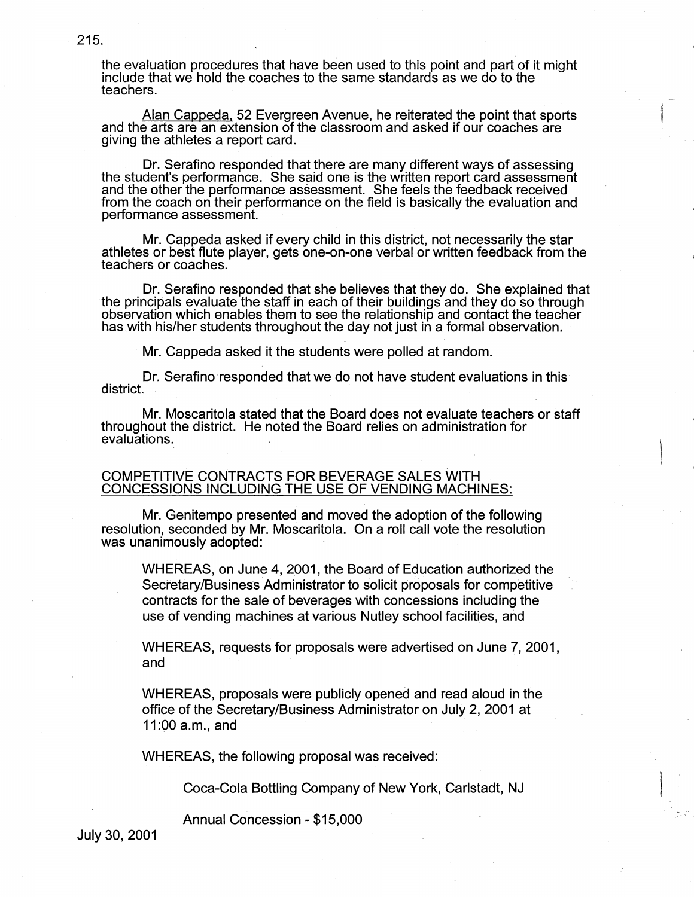the evaluation procedures that have been used to this point and part of it might include that we hold the coaches to the same standards as we do to the teachers.

Alan Cappeda, 52 Evergreen Avenue, he reiterated the point that sports and the arts are an extension of the classroom and asked if our coaches are giving the athletes a report card.

Dr. Serafino responded that there are many different ways of assessing the student's performance. She said one is the written report card assessment and the other the performance assessment. She feels the feedback received from the coach on their performance on the field is basically the evaluation and performance assessment.

Mr. Cappeda asked if every child in this district, not necessarily the star athletes or best flute player, gets one-on-one verbal or written feedback from the teachers or coaches.

Dr. Serafino responded that she believes that they do. She explained that the principals evaluate the staff in each of their buildings and they do so through observation which enables them to see the relationship and contact the teacher has with his/her students throughout the day not just in a formal observation.

Mr. Cappeda asked it the students were polled at random.

Dr. Serafino responded that we do not have student evaluations in this district.

Mr. Moscaritola stated that the Board does not evaluate teachers or staff throughout the district. He noted the Board relies on administration for evaluations.

COMPETITIVE CONTRACTS FOR BEVERAGE SALES WITH CONCESSIONS INCLUDING THE USE OF VENDING MACHINES:

Mr. Genitempo presented and moved the adoption of the following resolution, seconded by Mr. Moscaritola. On a roll call vote the resolution was unanimously adopted:

> WHEREAS, on June 4, 2001, the Board of Education authorized the Secretary/Business Administrator to solicit proposals for competitive contracts for the sale of beverages with concessions including the use of vending machines at various Nutley school facilities, and
>
> WHEREAS, requests for proposals were advertised on June 7, 2001, and
>
> WHEREAS, proposals were publicly opened and read aloud in the office of the Secretary/Business Administrator on July 2, 2001 at 11:00 a.m., and
>
> WHEREAS, the following proposal was received:
>
> Coca-Cola Bottling Company of New York, Carlstadt, NJ
>
> Annual Concession - $15,000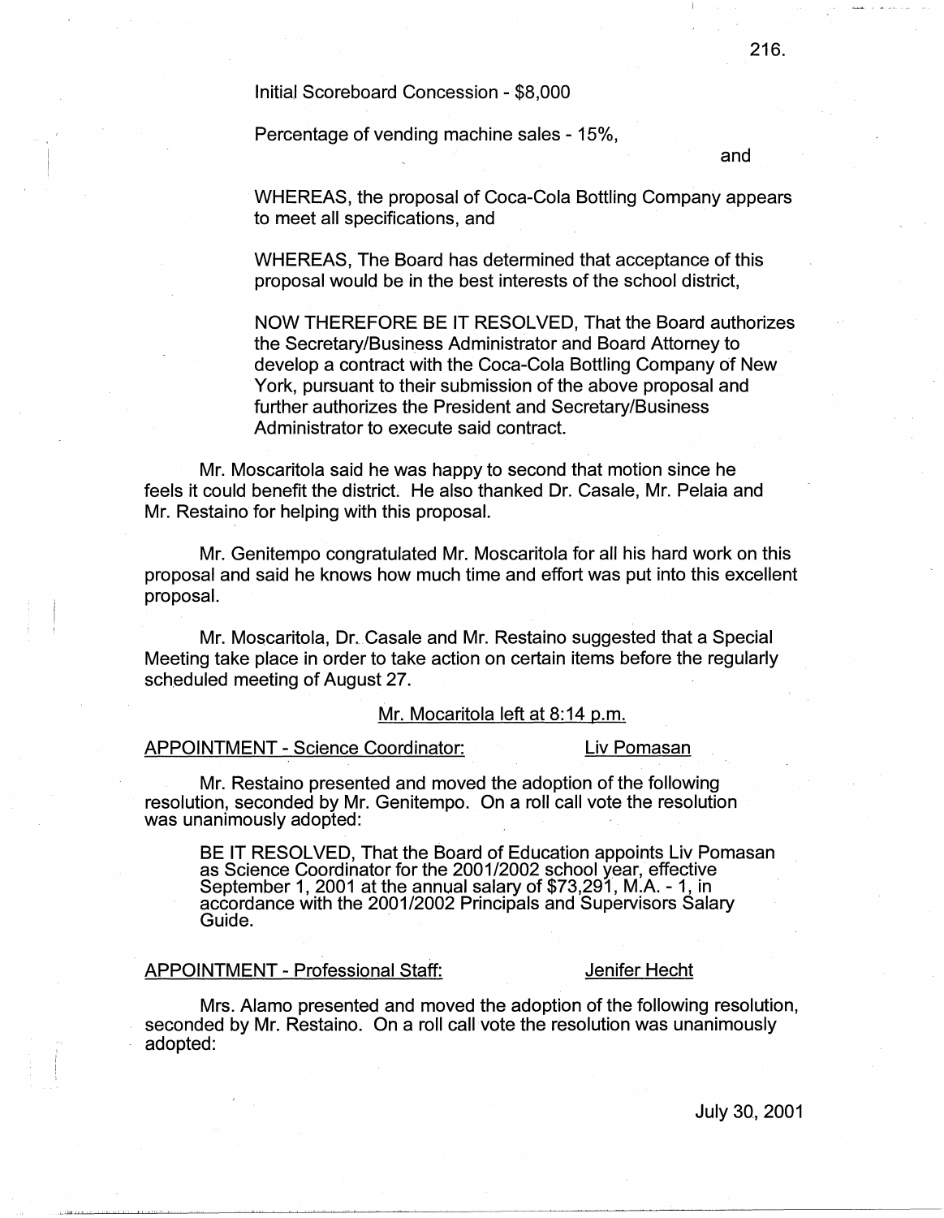Initial Scoreboard Concession - $8,000

Percentage of vending machine sales - 15%,

and

WHEREAS, the proposal of Coca-Cola Bottling Company appears to meet all specifications, and

WHEREAS, The Board has determined that acceptance of this proposal would be in the best interests of the school district,

NOW THEREFORE BE IT RESOLVED, That the Board authorizes the Secretary/Business Administrator and Board Attorney to develop a contract with the Coca-Cola Bottling Company of New York, pursuant to their submission of the above proposal and further authorizes the President and Secretary/Business Administrator to execute said contract.

Mr. Moscaritola said he was happy to second that motion since he feels it could benefit the district. He also thanked Dr. Casale, Mr. Pelaia and Mr. Restaino for helping with this proposal.

Mr. Genitempo congratulated Mr. Moscaritola for all his hard work on this proposal and said he knows how much time and effort was put into this excellent proposal.

Mr. Moscaritola, Dr. Casale and Mr. Restaino suggested that a Special Meeting take place in order to take action on certain items before the regularly scheduled meeting of August 27.

Mr. Mocaritola left at 8:14 p.m.

APPOINTMENT - Science Coordinator: Liv Pomasan

Mr. Restaino presented and moved the adoption of the following resolution, seconded by Mr. Genitempo. On a roll call vote the resolution was unanimously adopted:

BE IT RESOLVED, That the Board of Education appoints Liv Pomasan as Science Coordinator for the 2001/2002 school year, effective September 1, 2001 at the annual salary of $73,291, M.A. - 1, in accordance with the 2001/2002 Principals and Supervisors Salary Guide.

APPOINTMENT - Professional Staff: Jenifer Hecht

Mrs. Alamo presented and moved the adoption of the following resolution, seconded by Mr. Restaino. On a roll call vote the resolution was unanimously adopted:

July 30, 2001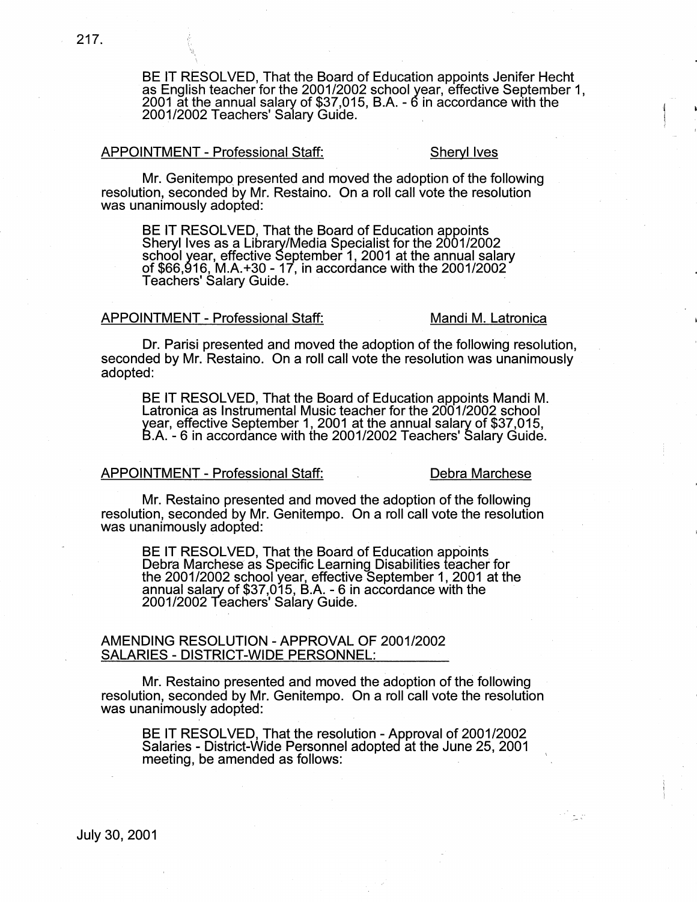BE IT RESOLVED, That the Board of Education appoints Jenifer Hecht as English teacher for the 2001/2002 school year, effective September 1, 2001 at the annual salary of $37,015, B.A. - 6 in accordance with the 2001/2002 Teachers' Salary Guide.

APPOINTMENT - Professional Staff: Sheryl Ives

Mr. Genitempo presented and moved the adoption of the following resolution, seconded by Mr. Restaino. On a roll call vote the resolution was unanimously adopted:

BE IT RESOLVED, That the Board of Education appoints Sheryl Ives as a Library/Media Specialist for the 2001/2002 school year, effective September 1, 2001 at the annual salary of $66,916, M.A.+30 - 17, in accordance with the 2001/2002 Teachers' Salary Guide.

APPOINTMENT - Professional Staff: Mandi M. Latronica

Dr. Parisi presented and moved the adoption of the following resolution, seconded by Mr. Restaino. On a roll call vote the resolution was unanimously adopted:

BE IT RESOLVED, That the Board of Education appoints Mandi M. Latronica as Instrumental Music teacher for the 2001/2002 school year, effective September 1, 2001 at the annual salary of $37,015, B.A. - 6 in accordance with the 2001/2002 Teachers' Salary Guide.

APPOINTMENT - Professional Staff: Debra Marchese

Mr. Restaino presented and moved the adoption of the following resolution, seconded by Mr. Genitempo. On a roll call vote the resolution was unanimously adopted:

BE IT RESOLVED, That the Board of Education appoints Debra Marchese as Specific Learning Disabilities teacher for the 2001/2002 school year, effective September 1, 2001 at the annual salary of $37,015, B.A. - 6 in accordance with the 2001/2002 Teachers' Salary Guide.

AMENDING RESOLUTION - APPROVAL OF 2001/2002 SALARIES - DISTRICT-WIDE PERSONNEL:

Mr. Restaino presented and moved the adoption of the following resolution, seconded by Mr. Genitempo. On a roll call vote the resolution was unanimously adopted:

BE IT RESOLVED, That the resolution - Approval of 2001/2002 Salaries - District-Wide Personnel adopted at the June 25, 2001 meeting, be amended as follows: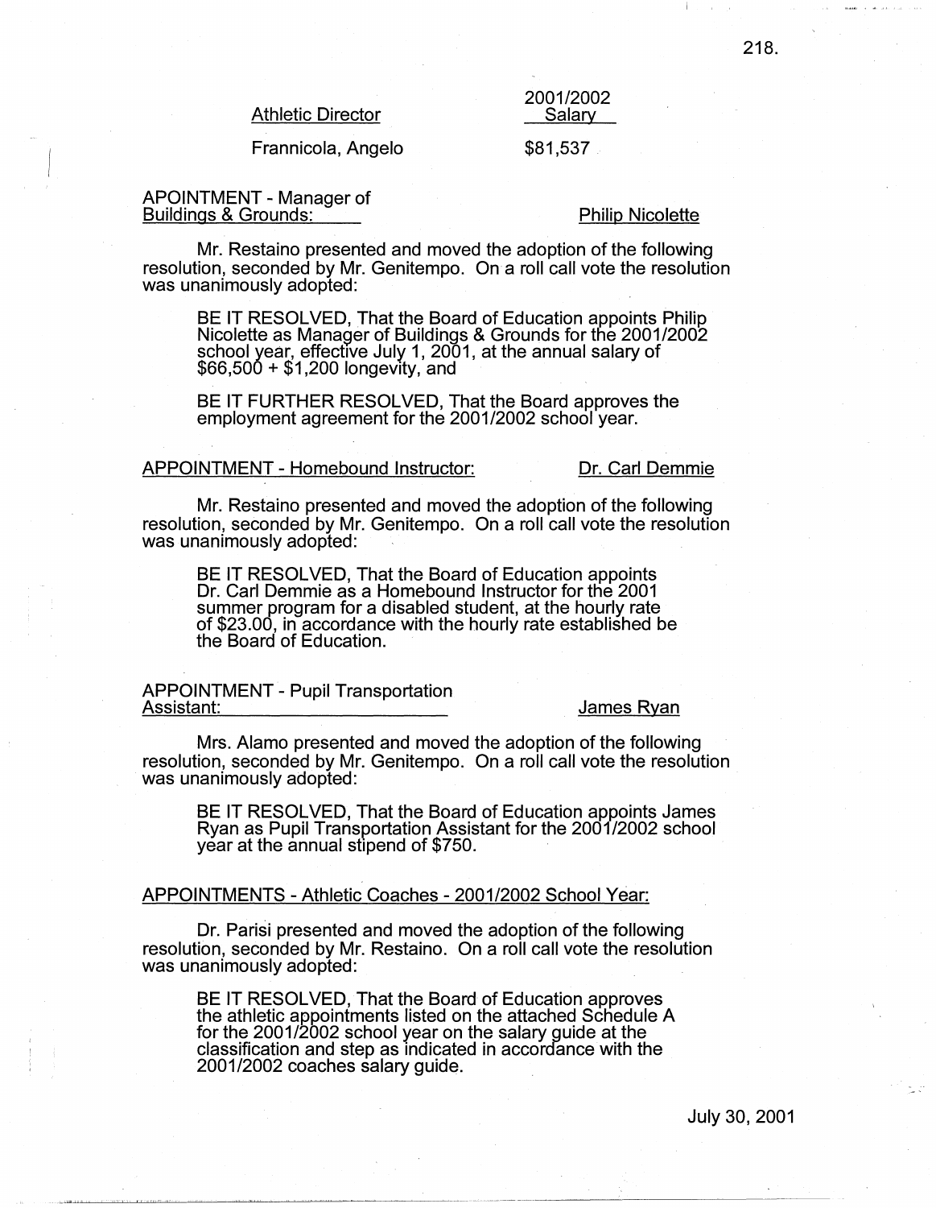| Athletic Director | 2001/2002 Salary |
|---|---|
| Frannicola, Angelo | $81,537 |

APOINTMENT - Manager of Buildings & Grounds: Philip Nicolette

Mr. Restaino presented and moved the adoption of the following resolution, seconded by Mr. Genitempo. On a roll call vote the resolution was unanimously adopted:

> BE IT RESOLVED, That the Board of Education appoints Philip Nicolette as Manager of Buildings & Grounds for the 2001/2002 school year, effective July 1, 2001, at the annual salary of $66,500 + $1,200 longevity, and
>
> BE IT FURTHER RESOLVED, That the Board approves the employment agreement for the 2001/2002 school year.

APPOINTMENT - Homebound Instructor: Dr. Carl Demmie

Mr. Restaino presented and moved the adoption of the following resolution, seconded by Mr. Genitempo. On a roll call vote the resolution was unanimously adopted:

> BE IT RESOLVED, That the Board of Education appoints Dr. Carl Demmie as a Homebound Instructor for the 2001 summer program for a disabled student, at the hourly rate of $23.00, in accordance with the hourly rate established be the Board of Education.

APPOINTMENT - Pupil Transportation Assistant: James Ryan

Mrs. Alamo presented and moved the adoption of the following resolution, seconded by Mr. Genitempo. On a roll call vote the resolution was unanimously adopted:

> BE IT RESOLVED, That the Board of Education appoints James Ryan as Pupil Transportation Assistant for the 2001/2002 school year at the annual stipend of $750.

APPOINTMENTS - Athletic Coaches - 2001/2002 School Year:

Dr. Parisi presented and moved the adoption of the following resolution, seconded by Mr. Restaino. On a roll call vote the resolution was unanimously adopted:

> BE IT RESOLVED, That the Board of Education approves the athletic appointments listed on the attached Schedule A for the 2001/2002 school year on the salary guide at the classification and step as indicated in accordance with the 2001/2002 coaches salary guide.

July 30, 2001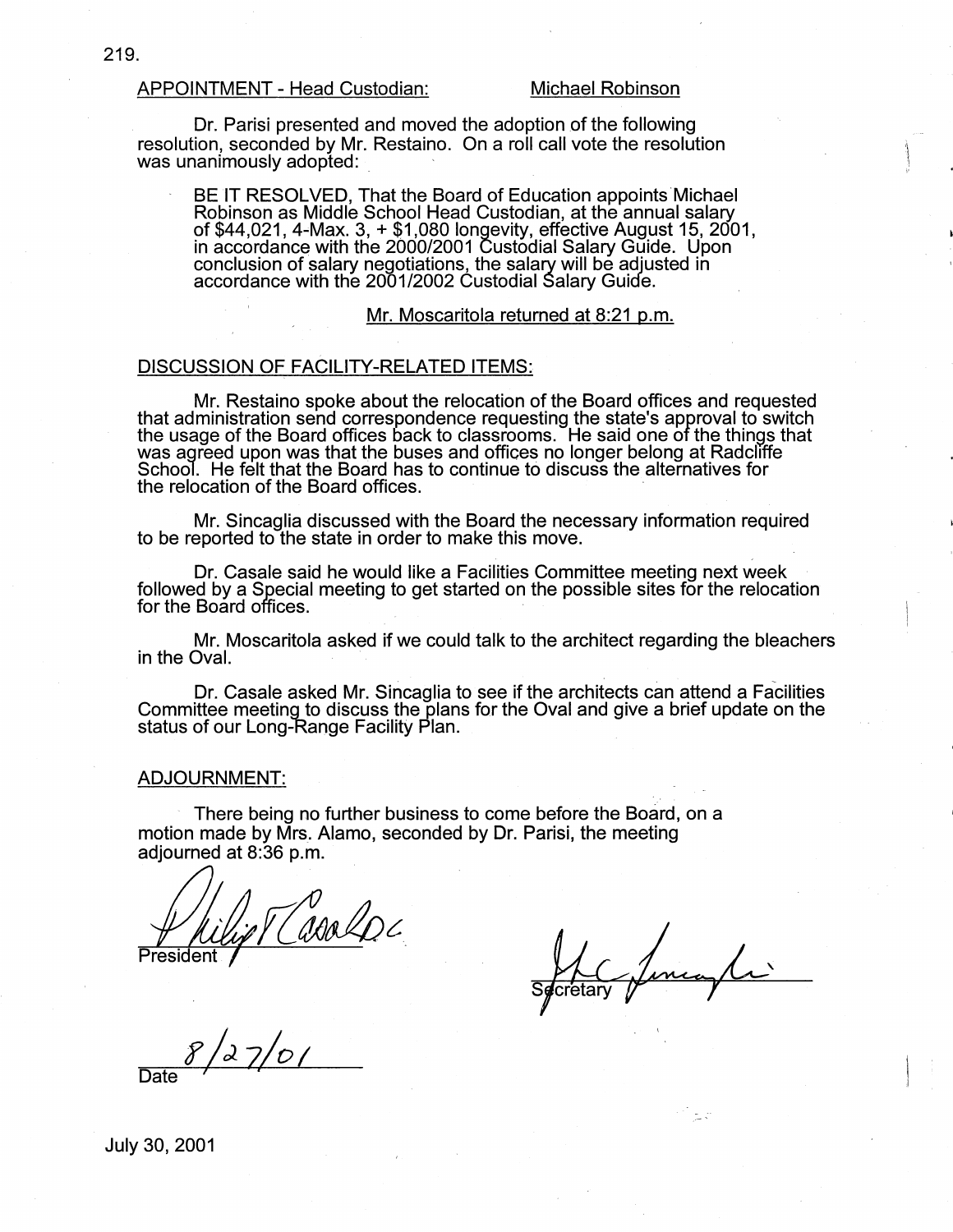APPOINTMENT - Head Custodian: Michael Robinson

Dr. Parisi presented and moved the adoption of the following resolution, seconded by Mr. Restaino. On a roll call vote the resolution was unanimously adopted:

> BE IT RESOLVED, That the Board of Education appoints Michael Robinson as Middle School Head Custodian, at the annual salary of $44,021, 4-Max. 3, + $1,080 longevity, effective August 15, 2001, in accordance with the 2000/2001 Custodial Salary Guide. Upon conclusion of salary negotiations, the salary will be adjusted in accordance with the 2001/2002 Custodial Salary Guide.

Mr. Moscaritola returned at 8:21 p.m.

DISCUSSION OF FACILITY-RELATED ITEMS:

Mr. Restaino spoke about the relocation of the Board offices and requested that administration send correspondence requesting the state's approval to switch the usage of the Board offices back to classrooms. He said one of the things that was agreed upon was that the buses and offices no longer belong at Radcliffe School. He felt that the Board has to continue to discuss the alternatives for the relocation of the Board offices.

Mr. Sincaglia discussed with the Board the necessary information required to be reported to the state in order to make this move.

Dr. Casale said he would like a Facilities Committee meeting next week followed by a Special meeting to get started on the possible sites for the relocation for the Board offices.

Mr. Moscaritola asked if we could talk to the architect regarding the bleachers in the Oval.

Dr. Casale asked Mr. Sincaglia to see if the architects can attend a Facilities Committee meeting to discuss the plans for the Oval and give a brief update on the status of our Long-Range Facility Plan.

ADJOURNMENT:

There being no further business to come before the Board, on a motion made by Mrs. Alamo, seconded by Dr. Parisi, the meeting adjourned at 8:36 p.m.

Philip T Casale DC

President

Secretary

8/27/01

Date

July 30, 2001